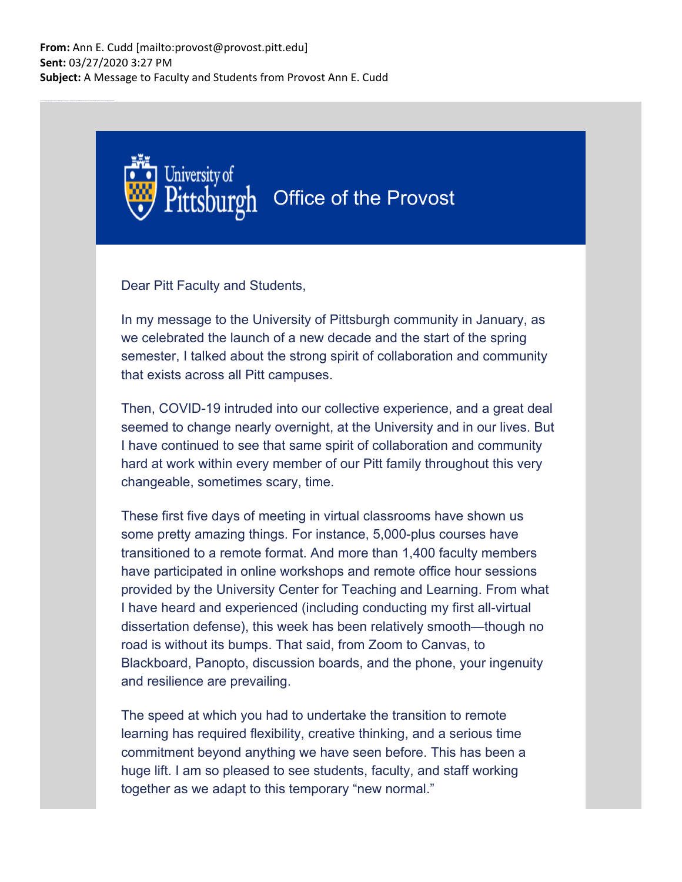**From:** Ann E. Cudd [mailto:provost@provost.pitt.edu]
**Sent:** 03/27/2020 3:27 PM
**Subject:** A Message to Faculty and Students from Provost Ann E. Cudd

University of Pittsburgh Office of the Provost

Dear Pitt Faculty and Students,

In my message to the University of Pittsburgh community in January, as we celebrated the launch of a new decade and the start of the spring semester, I talked about the strong spirit of collaboration and community that exists across all Pitt campuses.

Then, COVID-19 intruded into our collective experience, and a great deal seemed to change nearly overnight, at the University and in our lives. But I have continued to see that same spirit of collaboration and community hard at work within every member of our Pitt family throughout this very changeable, sometimes scary, time.

These first five days of meeting in virtual classrooms have shown us some pretty amazing things. For instance, 5,000-plus courses have transitioned to a remote format. And more than 1,400 faculty members have participated in online workshops and remote office hour sessions provided by the University Center for Teaching and Learning. From what I have heard and experienced (including conducting my first all-virtual dissertation defense), this week has been relatively smooth—though no road is without its bumps. That said, from Zoom to Canvas, to Blackboard, Panopto, discussion boards, and the phone, your ingenuity and resilience are prevailing.

The speed at which you had to undertake the transition to remote learning has required flexibility, creative thinking, and a serious time commitment beyond anything we have seen before. This has been a huge lift. I am so pleased to see students, faculty, and staff working together as we adapt to this temporary "new normal."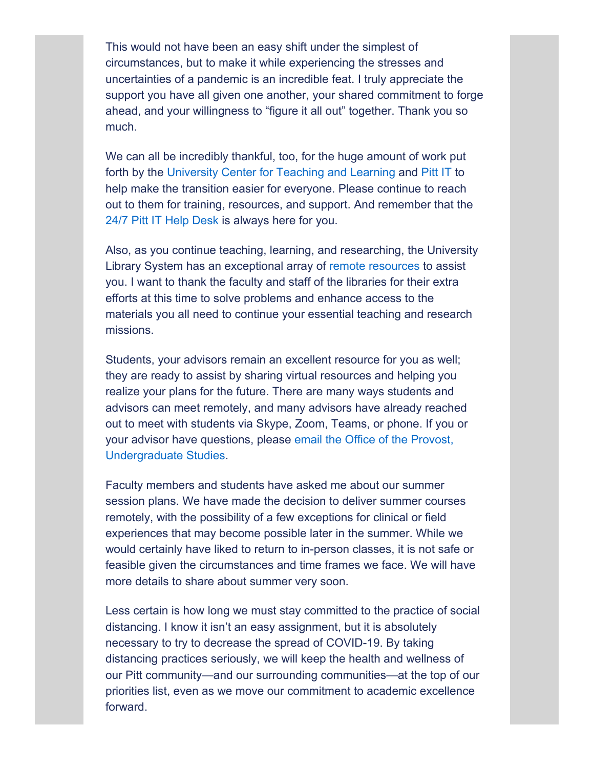This would not have been an easy shift under the simplest of circumstances, but to make it while experiencing the stresses and uncertainties of a pandemic is an incredible feat. I truly appreciate the support you have all given one another, your shared commitment to forge ahead, and your willingness to “figure it all out” together. Thank you so much.

We can all be incredibly thankful, too, for the huge amount of work put forth by the University Center for Teaching and Learning and Pitt IT to help make the transition easier for everyone. Please continue to reach out to them for training, resources, and support. And remember that the 24/7 Pitt IT Help Desk is always here for you.

Also, as you continue teaching, learning, and researching, the University Library System has an exceptional array of remote resources to assist you. I want to thank the faculty and staff of the libraries for their extra efforts at this time to solve problems and enhance access to the materials you all need to continue your essential teaching and research missions.

Students, your advisors remain an excellent resource for you as well; they are ready to assist by sharing virtual resources and helping you realize your plans for the future. There are many ways students and advisors can meet remotely, and many advisors have already reached out to meet with students via Skype, Zoom, Teams, or phone. If you or your advisor have questions, please email the Office of the Provost, Undergraduate Studies.

Faculty members and students have asked me about our summer session plans. We have made the decision to deliver summer courses remotely, with the possibility of a few exceptions for clinical or field experiences that may become possible later in the summer. While we would certainly have liked to return to in-person classes, it is not safe or feasible given the circumstances and time frames we face. We will have more details to share about summer very soon.

Less certain is how long we must stay committed to the practice of social distancing. I know it isn’t an easy assignment, but it is absolutely necessary to try to decrease the spread of COVID-19. By taking distancing practices seriously, we will keep the health and wellness of our Pitt community—and our surrounding communities—at the top of our priorities list, even as we move our commitment to academic excellence forward.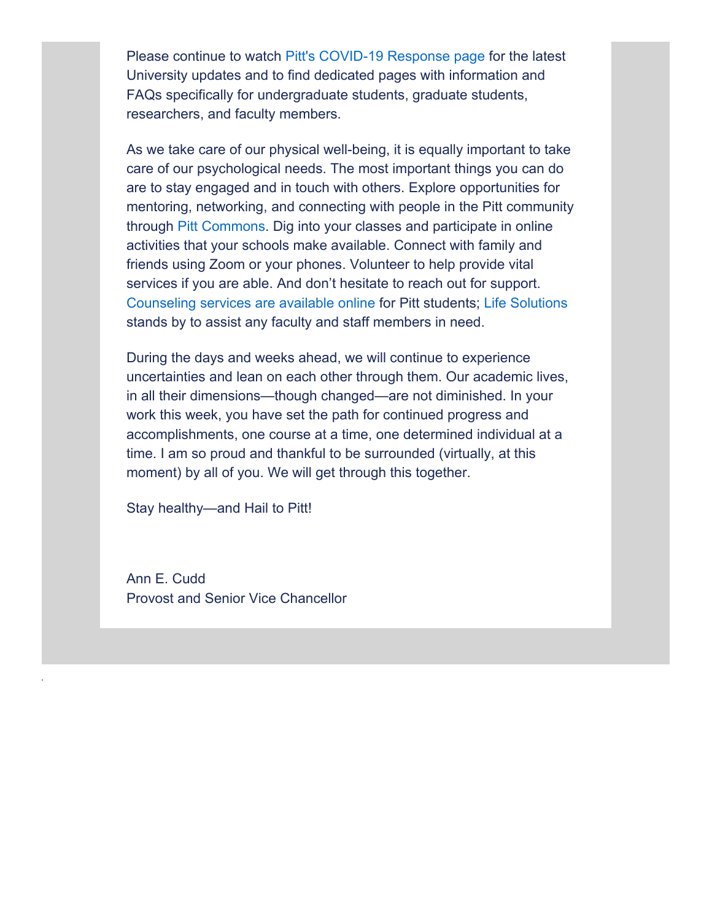Please continue to watch Pitt's COVID-19 Response page for the latest University updates and to find dedicated pages with information and FAQs specifically for undergraduate students, graduate students, researchers, and faculty members.

As we take care of our physical well-being, it is equally important to take care of our psychological needs. The most important things you can do are to stay engaged and in touch with others. Explore opportunities for mentoring, networking, and connecting with people in the Pitt community through Pitt Commons. Dig into your classes and participate in online activities that your schools make available. Connect with family and friends using Zoom or your phones. Volunteer to help provide vital services if you are able. And don't hesitate to reach out for support. Counseling services are available online for Pitt students; Life Solutions stands by to assist any faculty and staff members in need.

During the days and weeks ahead, we will continue to experience uncertainties and lean on each other through them. Our academic lives, in all their dimensions—though changed—are not diminished. In your work this week, you have set the path for continued progress and accomplishments, one course at a time, one determined individual at a time. I am so proud and thankful to be surrounded (virtually, at this moment) by all of you. We will get through this together.

Stay healthy—and Hail to Pitt!

Ann E. Cudd
Provost and Senior Vice Chancellor